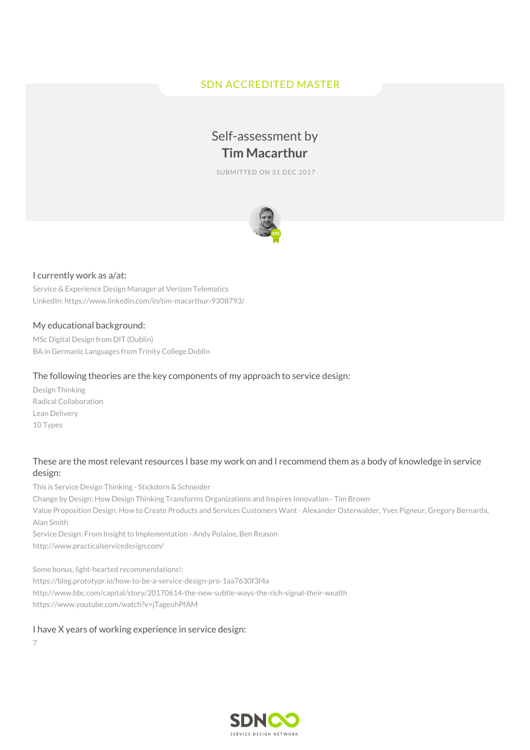SDN ACCREDITED MASTER

# Self-assessment by **Tim Macarthur**

SUBMITTED ON 31 DEC 2017

### I currently work as a/at:

Service & Experience Design Manager at Verizon Telematics
LinkedIn: https://www.linkedin.com/in/tim-macarthur-9308793/

### My educational background:

MSc Digital Design from DIT (Dublin)
BA in Germanic Languages from Trinity College Dublin

### The following theories are the key components of my approach to service design:

Design Thinking
Radical Collaboration
Lean Delivery
10 Types

### These are the most relevant resources I base my work on and I recommend them as a body of knowledge in service design:

This is Service Design Thinking - Stickdorn & Schneider
Change by Design: How Design Thinking Transforms Organizations and Inspires Innovation - Tim Brown
Value Proposition Design: How to Create Products and Services Customers Want - Alexander Osterwalder, Yves Pigneur, Gregory Bernarda, Alan Smith
Service Design: From Insight to Implementation - Andy Polaine, Ben Reason
http://www.practicalservicedesign.com/

Some bonus, light-hearted recommendations!:
https://blog.prototypr.io/how-to-be-a-service-design-pro-1aa7630f3f4a
http://www.bbc.com/capital/story/20170614-the-new-subtle-ways-the-rich-signal-their-wealth
https://www.youtube.com/watch?v=jTageuhPfAM

### I have X years of working experience in service design:

7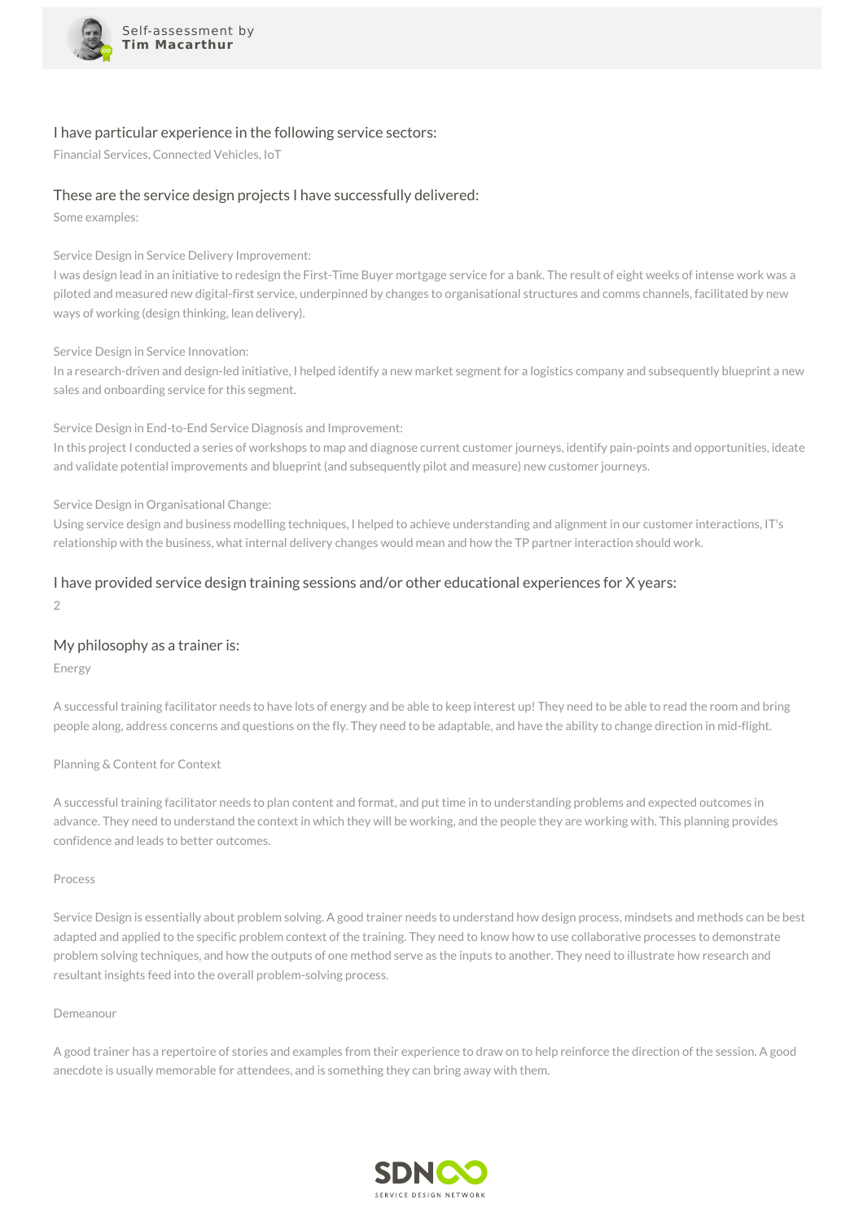Self-assessment by **Tim Macarthur**

## I have particular experience in the following service sectors:

Financial Services, Connected Vehicles, IoT

## These are the service design projects I have successfully delivered:

Some examples:

Service Design in Service Delivery Improvement:

I was design lead in an initiative to redesign the First-Time Buyer mortgage service for a bank. The result of eight weeks of intense work was a piloted and measured new digital-first service, underpinned by changes to organisational structures and comms channels, facilitated by new ways of working (design thinking, lean delivery).

Service Design in Service Innovation:

In a research-driven and design-led initiative, I helped identify a new market segment for a logistics company and subsequently blueprint a new sales and onboarding service for this segment.

Service Design in End-to-End Service Diagnosis and Improvement:

In this project I conducted a series of workshops to map and diagnose current customer journeys, identify pain-points and opportunities, ideate and validate potential improvements and blueprint (and subsequently pilot and measure) new customer journeys.

Service Design in Organisational Change:

Using service design and business modelling techniques, I helped to achieve understanding and alignment in our customer interactions, IT's relationship with the business, what internal delivery changes would mean and how the TP partner interaction should work.

## I have provided service design training sessions and/or other educational experiences for X years:

2

## My philosophy as a trainer is:

Energy

A successful training facilitator needs to have lots of energy and be able to keep interest up! They need to be able to read the room and bring people along, address concerns and questions on the fly. They need to be adaptable, and have the ability to change direction in mid-flight.

Planning & Content for Context

A successful training facilitator needs to plan content and format, and put time in to understanding problems and expected outcomes in advance. They need to understand the context in which they will be working, and the people they are working with. This planning provides confidence and leads to better outcomes.

Process

Service Design is essentially about problem solving. A good trainer needs to understand how design process, mindsets and methods can be best adapted and applied to the specific problem context of the training. They need to know how to use collaborative processes to demonstrate problem solving techniques, and how the outputs of one method serve as the inputs to another. They need to illustrate how research and resultant insights feed into the overall problem-solving process.

Demeanour

A good trainer has a repertoire of stories and examples from their experience to draw on to help reinforce the direction of the session. A good anecdote is usually memorable for attendees, and is something they can bring away with them.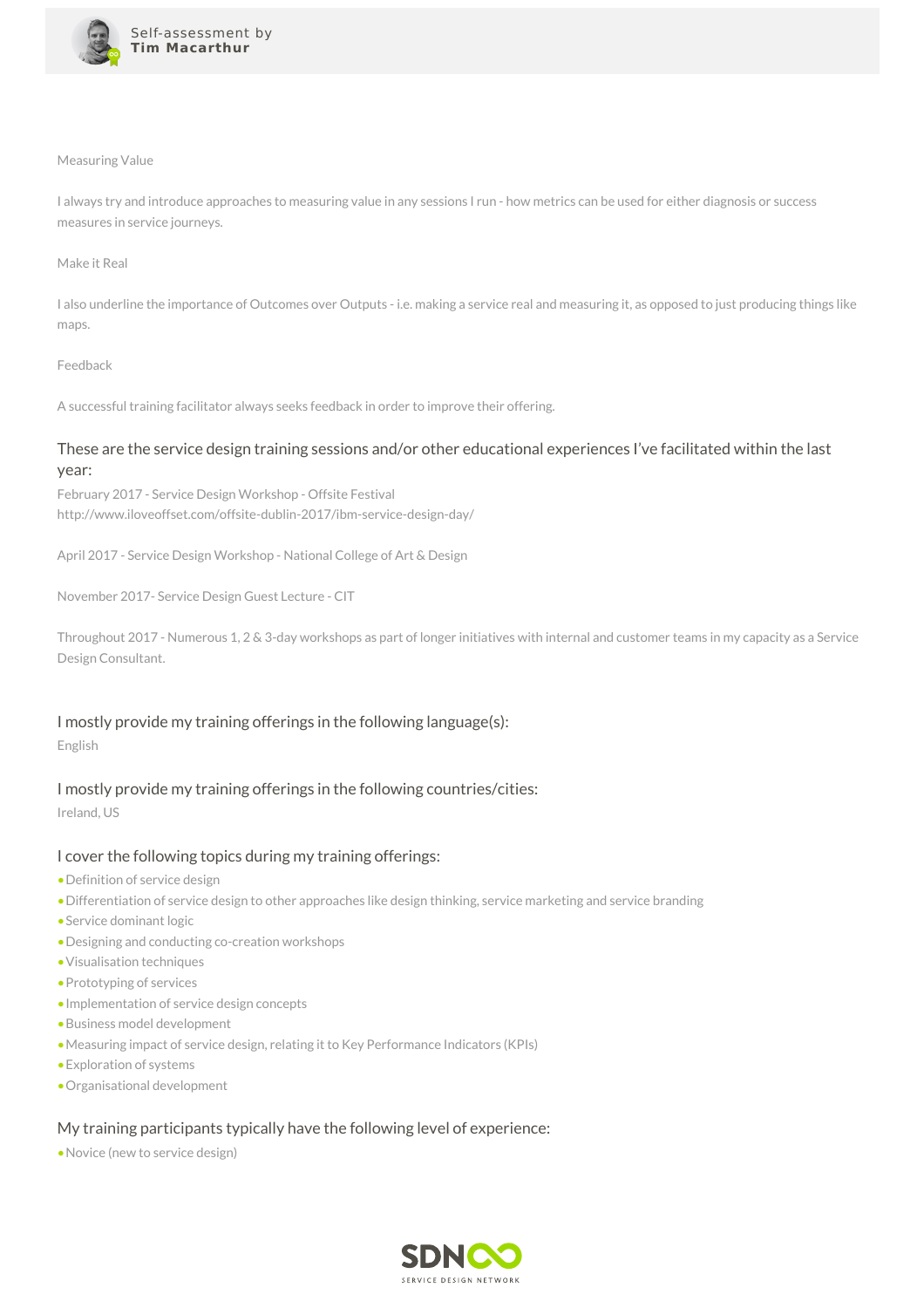Measuring Value

I always try and introduce approaches to measuring value in any sessions I run - how metrics can be used for either diagnosis or success measures in service journeys.

Make it Real

I also underline the importance of Outcomes over Outputs - i.e. making a service real and measuring it, as opposed to just producing things like maps.

Feedback

A successful training facilitator always seeks feedback in order to improve their offering.

## These are the service design training sessions and/or other educational experiences I've facilitated within the last year:

February 2017 - Service Design Workshop - Offsite Festival
http://www.iloveoffset.com/offsite-dublin-2017/ibm-service-design-day/

April 2017 - Service Design Workshop - National College of Art & Design

November 2017- Service Design Guest Lecture - CIT

Throughout 2017 - Numerous 1, 2 & 3-day workshops as part of longer initiatives with internal and customer teams in my capacity as a Service Design Consultant.

## I mostly provide my training offerings in the following language(s):

English

## I mostly provide my training offerings in the following countries/cities:

Ireland, US

## I cover the following topics during my training offerings:

- Definition of service design
- Differentiation of service design to other approaches like design thinking, service marketing and service branding
- Service dominant logic
- Designing and conducting co-creation workshops
- Visualisation techniques
- Prototyping of services
- Implementation of service design concepts
- Business model development
- Measuring impact of service design, relating it to Key Performance Indicators (KPIs)
- Exploration of systems
- Organisational development

## My training participants typically have the following level of experience:

- Novice (new to service design)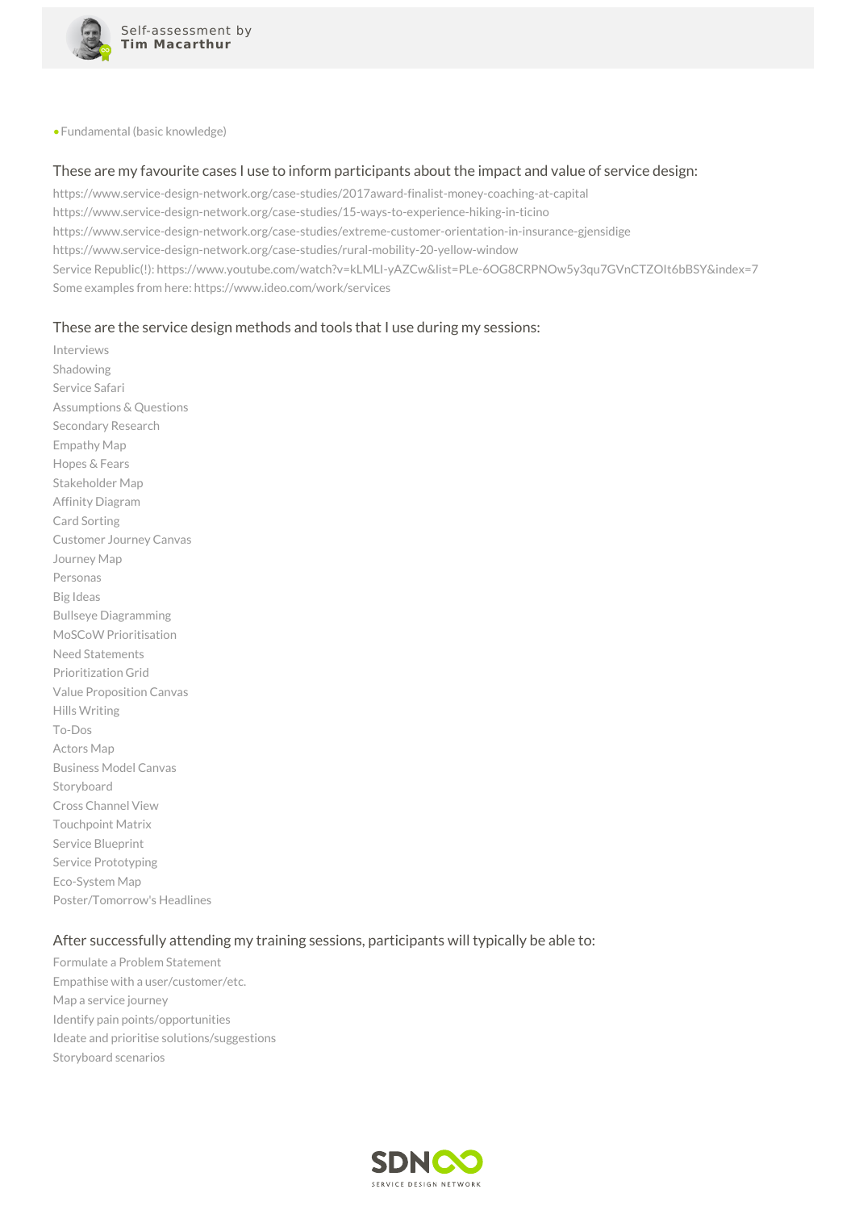- Fundamental (basic knowledge)

## These are my favourite cases I use to inform participants about the impact and value of service design:

https://www.service-design-network.org/case-studies/2017award-finalist-money-coaching-at-capital
https://www.service-design-network.org/case-studies/15-ways-to-experience-hiking-in-ticino
https://www.service-design-network.org/case-studies/extreme-customer-orientation-in-insurance-gjensidige
https://www.service-design-network.org/case-studies/rural-mobility-20-yellow-window
Service Republic(!): https://www.youtube.com/watch?v=kLMLI-yAZCw&list=PLe-6OG8CRPNOw5y3qu7GVnCTZOIt6bBSY&index=7
Some examples from here: https://www.ideo.com/work/services

## These are the service design methods and tools that I use during my sessions:

Interviews
Shadowing
Service Safari
Assumptions & Questions
Secondary Research
Empathy Map
Hopes & Fears
Stakeholder Map
Affinity Diagram
Card Sorting
Customer Journey Canvas
Journey Map
Personas
Big Ideas
Bullseye Diagramming
MoSCoW Prioritisation
Need Statements
Prioritization Grid
Value Proposition Canvas
Hills Writing
To-Dos
Actors Map
Business Model Canvas
Storyboard
Cross Channel View
Touchpoint Matrix
Service Blueprint
Service Prototyping
Eco-System Map
Poster/Tomorrow's Headlines

## After successfully attending my training sessions, participants will typically be able to:

Formulate a Problem Statement
Empathise with a user/customer/etc.
Map a service journey
Identify pain points/opportunities
Ideate and prioritise solutions/suggestions
Storyboard scenarios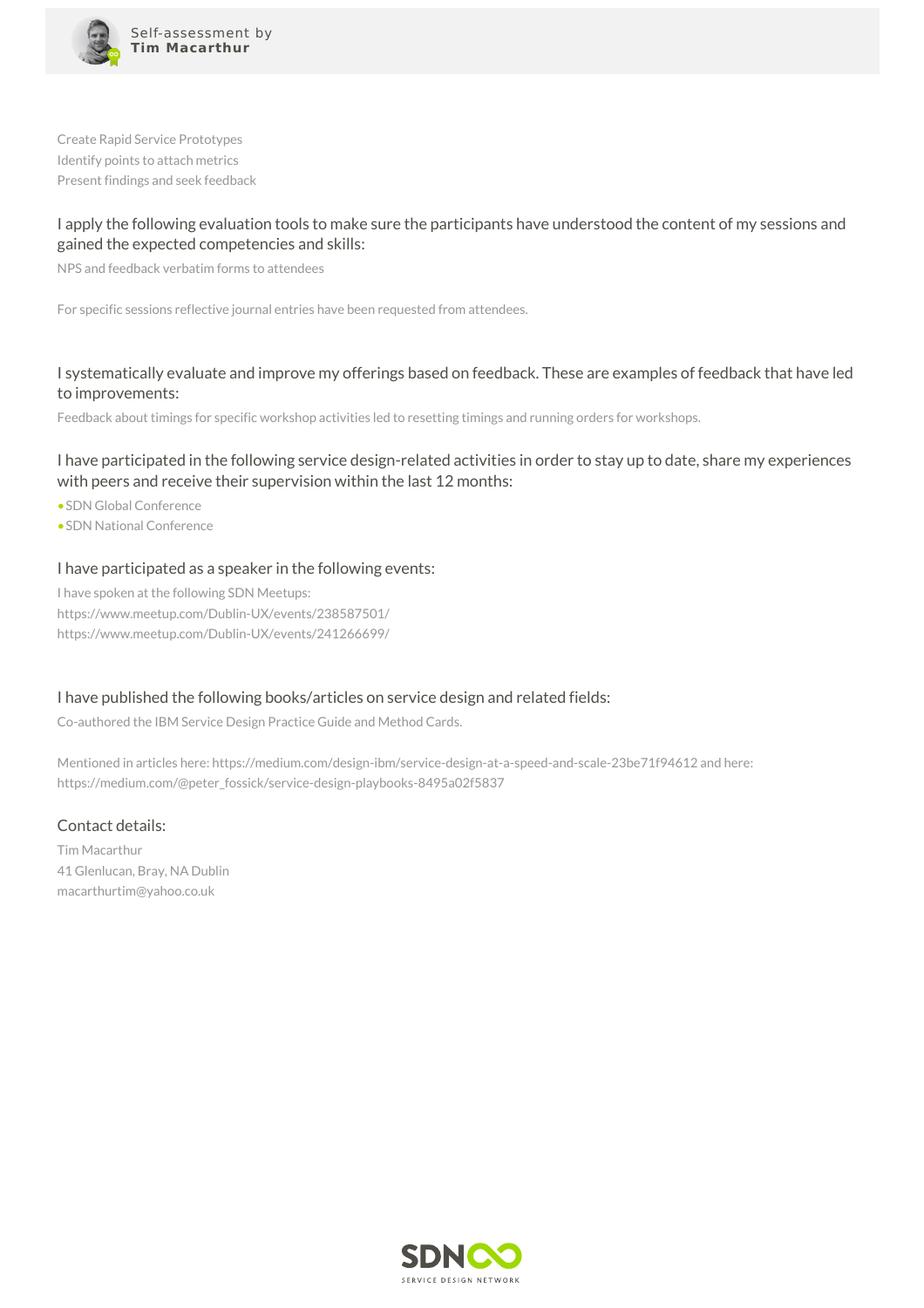Create Rapid Service Prototypes
Identify points to attach metrics
Present findings and seek feedback

### I apply the following evaluation tools to make sure the participants have understood the content of my sessions and gained the expected competencies and skills:

NPS and feedback verbatim forms to attendees

For specific sessions reflective journal entries have been requested from attendees.

### I systematically evaluate and improve my offerings based on feedback. These are examples of feedback that have led to improvements:

Feedback about timings for specific workshop activities led to resetting timings and running orders for workshops.

### I have participated in the following service design-related activities in order to stay up to date, share my experiences with peers and receive their supervision within the last 12 months:

- SDN Global Conference
- SDN National Conference

### I have participated as a speaker in the following events:

I have spoken at the following SDN Meetups:
https://www.meetup.com/Dublin-UX/events/238587501/
https://www.meetup.com/Dublin-UX/events/241266699/

### I have published the following books/articles on service design and related fields:

Co-authored the IBM Service Design Practice Guide and Method Cards.

Mentioned in articles here: https://medium.com/design-ibm/service-design-at-a-speed-and-scale-23be71f94612 and here: https://medium.com/@peter_fossick/service-design-playbooks-8495a02f5837

### Contact details:

Tim Macarthur
41 Glenlucan, Bray, NA Dublin
macarthurtim@yahoo.co.uk